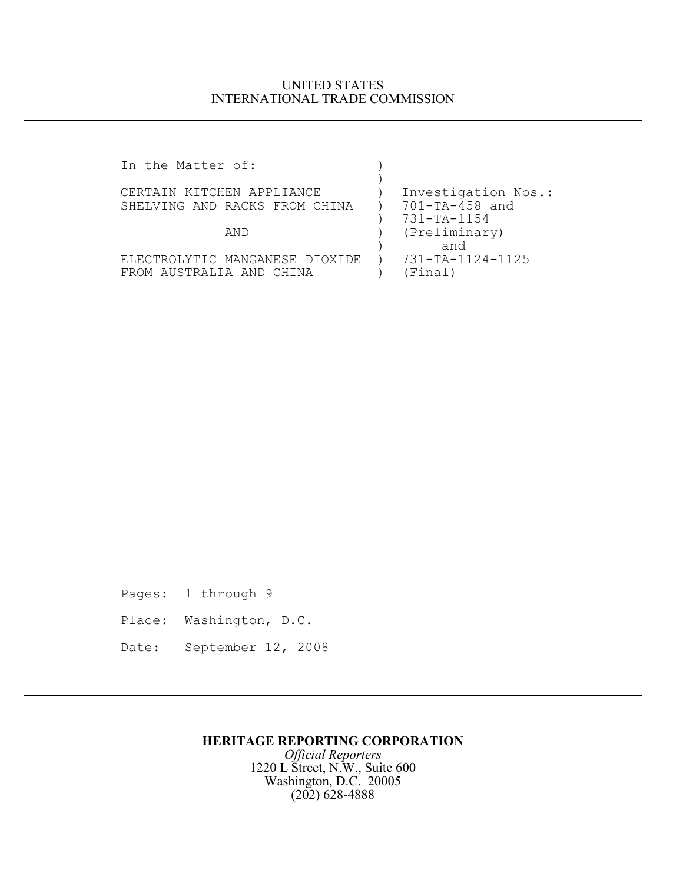UNITED STATES
INTERNATIONAL TRADE COMMISSION

```
In the Matter of:                )
                                 )
CERTAIN KITCHEN APPLIANCE        )  Investigation Nos.:
SHELVING AND RACKS FROM CHINA    )  701-TA-458 and
                                 )  731-TA-1154
            AND                  )  (Preliminary)
                                 )       and
ELECTROLYTIC MANGANESE DIOXIDE   )  731-TA-1124-1125
FROM AUSTRALIA AND CHINA         )  (Final)
```

Pages: 1 through 9

Place: Washington, D.C.

Date: September 12, 2008

**HERITAGE REPORTING CORPORATION**
*Official Reporters*
1220 L Street, N.W., Suite 600
Washington, D.C. 20005
(202) 628-4888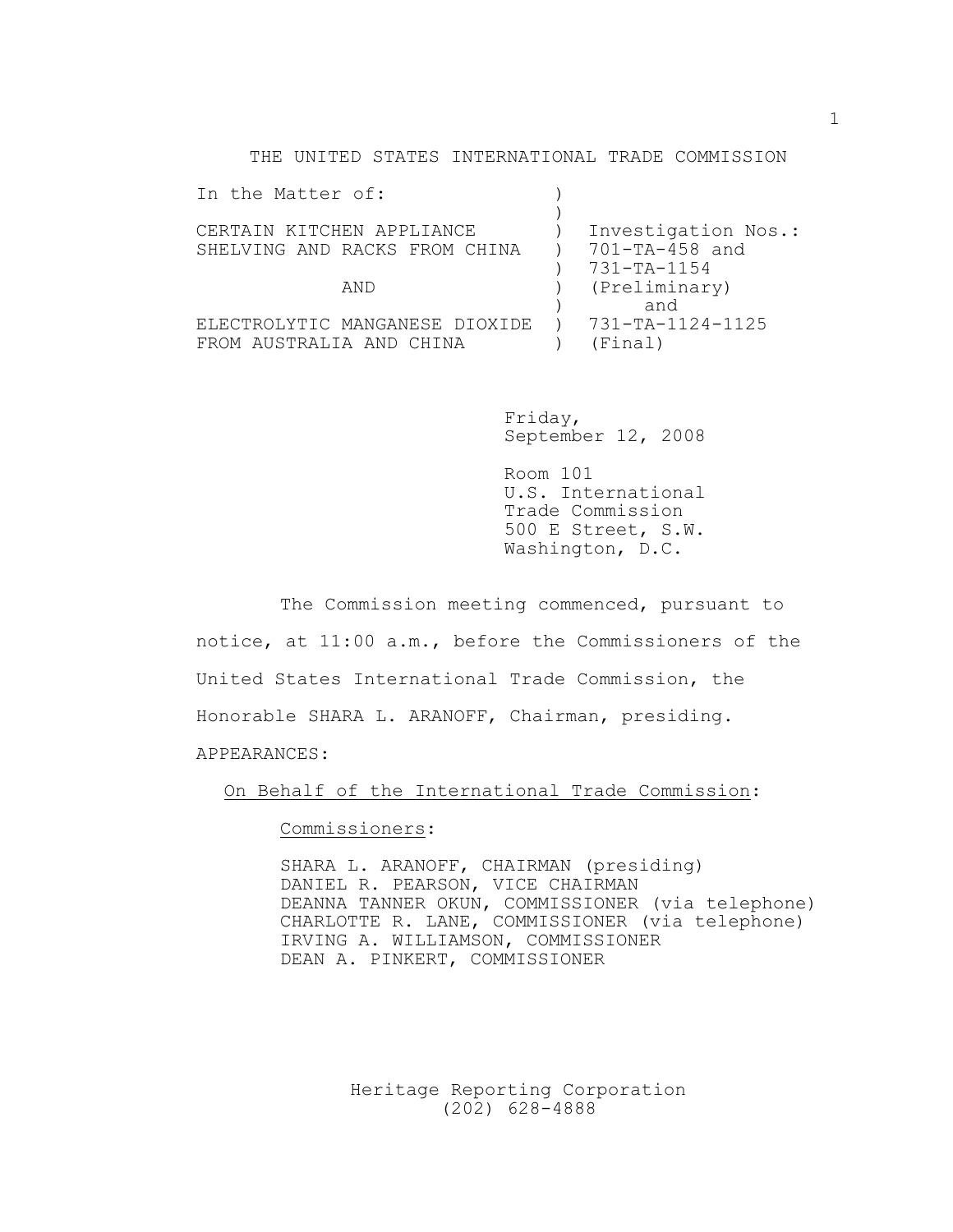THE UNITED STATES INTERNATIONAL TRADE COMMISSION

```
In the Matter of:               )
                                )
CERTAIN KITCHEN APPLIANCE       )  Investigation Nos.:
SHELVING AND RACKS FROM CHINA   )  701-TA-458 and
                                )  731-TA-1154
            AND                 )  (Preliminary)
                                )       and
ELECTROLYTIC MANGANESE DIOXIDE  )  731-TA-1124-1125
FROM AUSTRALIA AND CHINA        )  (Final)
```

Friday,
September 12, 2008

Room 101
U.S. International
Trade Commission
500 E Street, S.W.
Washington, D.C.

The Commission meeting commenced, pursuant to notice, at 11:00 a.m., before the Commissioners of the United States International Trade Commission, the Honorable SHARA L. ARANOFF, Chairman, presiding.

APPEARANCES:

On Behalf of the International Trade Commission:

Commissioners:

SHARA L. ARANOFF, CHAIRMAN (presiding)
DANIEL R. PEARSON, VICE CHAIRMAN
DEANNA TANNER OKUN, COMMISSIONER (via telephone)
CHARLOTTE R. LANE, COMMISSIONER (via telephone)
IRVING A. WILLIAMSON, COMMISSIONER
DEAN A. PINKERT, COMMISSIONER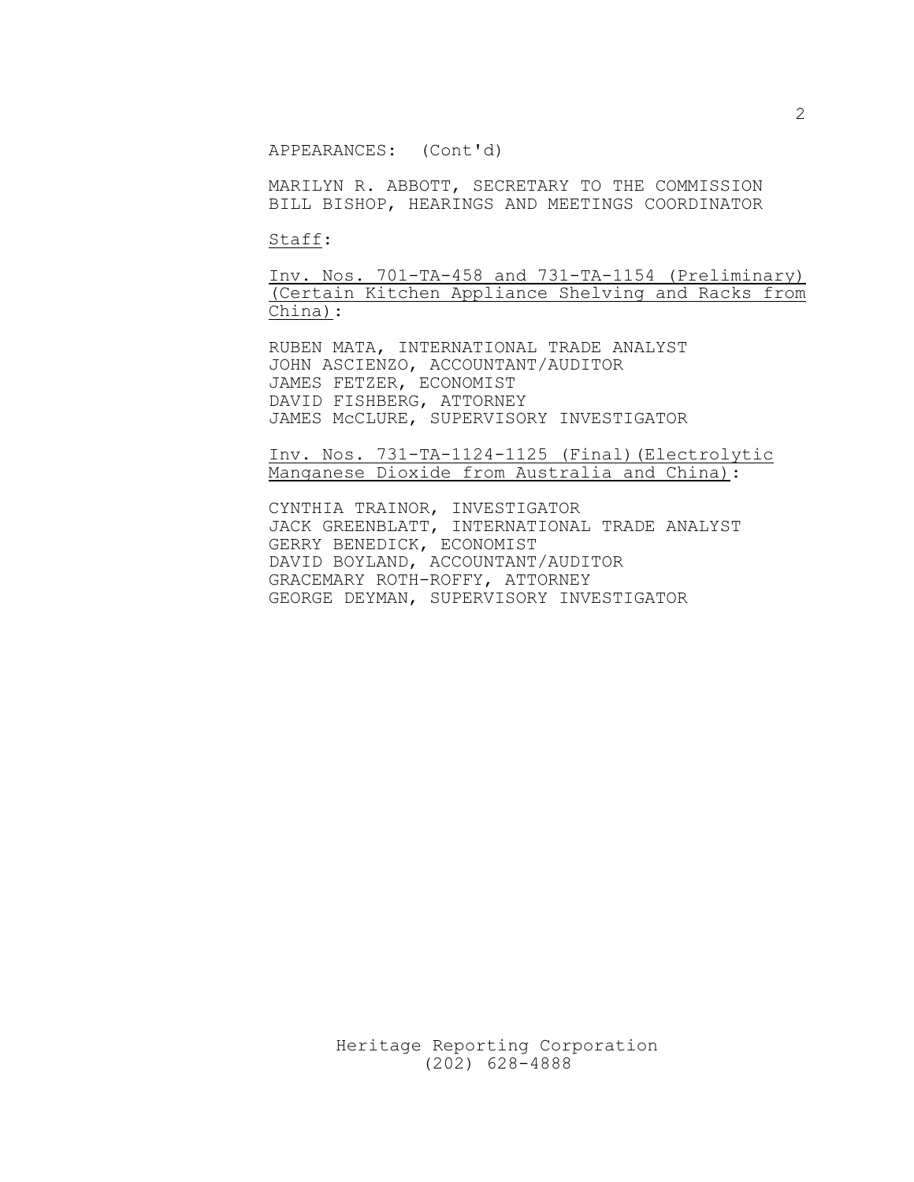APPEARANCES: (Cont'd)

MARILYN R. ABBOTT, SECRETARY TO THE COMMISSION
BILL BISHOP, HEARINGS AND MEETINGS COORDINATOR

Staff:

Inv. Nos. 701-TA-458 and 731-TA-1154 (Preliminary) (Certain Kitchen Appliance Shelving and Racks from China):

RUBEN MATA, INTERNATIONAL TRADE ANALYST
JOHN ASCIENZO, ACCOUNTANT/AUDITOR
JAMES FETZER, ECONOMIST
DAVID FISHBERG, ATTORNEY
JAMES McCLURE, SUPERVISORY INVESTIGATOR

Inv. Nos. 731-TA-1124-1125 (Final)(Electrolytic Manganese Dioxide from Australia and China):

CYNTHIA TRAINOR, INVESTIGATOR
JACK GREENBLATT, INTERNATIONAL TRADE ANALYST
GERRY BENEDICK, ECONOMIST
DAVID BOYLAND, ACCOUNTANT/AUDITOR
GRACEMARY ROTH-ROFFY, ATTORNEY
GEORGE DEYMAN, SUPERVISORY INVESTIGATOR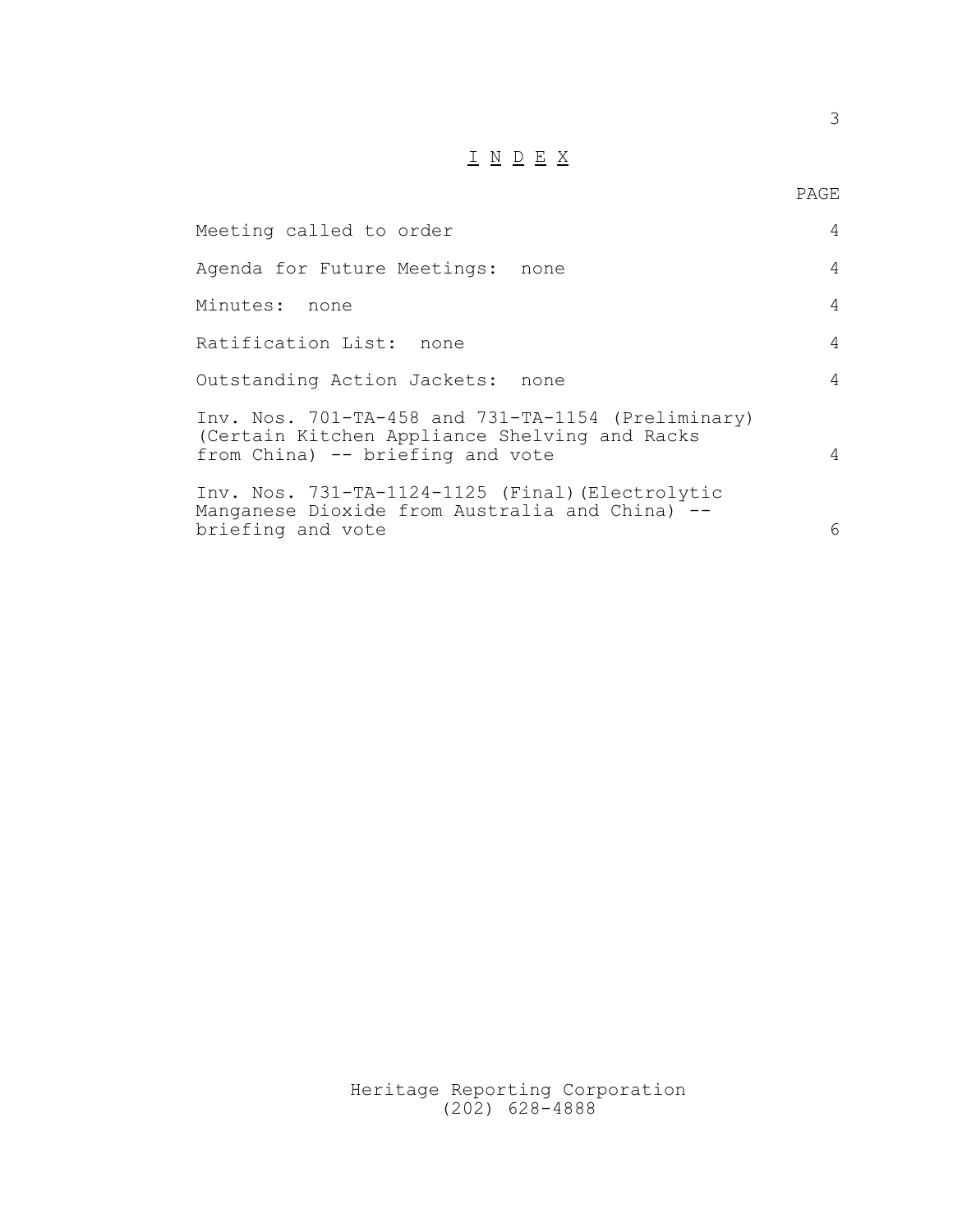# I N D E X

| | PAGE |
|---|---|
| Meeting called to order | 4 |
| Agenda for Future Meetings: none | 4 |
| Minutes: none | 4 |
| Ratification List: none | 4 |
| Outstanding Action Jackets: none | 4 |
| Inv. Nos. 701-TA-458 and 731-TA-1154 (Preliminary) (Certain Kitchen Appliance Shelving and Racks from China) -- briefing and vote | 4 |
| Inv. Nos. 731-TA-1124-1125 (Final)(Electrolytic Manganese Dioxide from Australia and China) -- briefing and vote | 6 |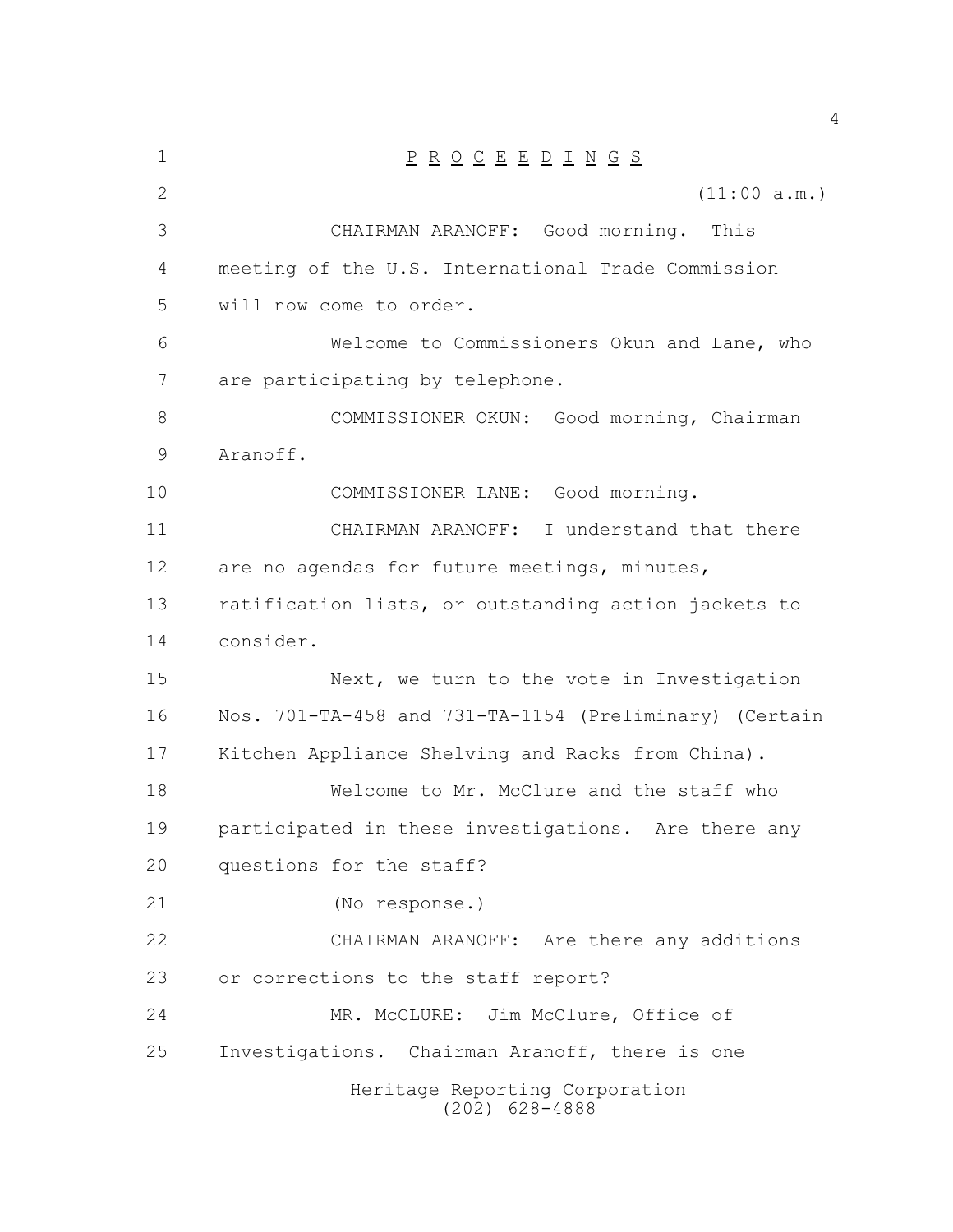P R O C E E D I N G S

(11:00 a.m.)

CHAIRMAN ARANOFF: Good morning. This meeting of the U.S. International Trade Commission will now come to order.

Welcome to Commissioners Okun and Lane, who are participating by telephone.

COMMISSIONER OKUN: Good morning, Chairman Aranoff.

COMMISSIONER LANE: Good morning.

CHAIRMAN ARANOFF: I understand that there are no agendas for future meetings, minutes, ratification lists, or outstanding action jackets to consider.

Next, we turn to the vote in Investigation Nos. 701-TA-458 and 731-TA-1154 (Preliminary) (Certain Kitchen Appliance Shelving and Racks from China).

Welcome to Mr. McClure and the staff who participated in these investigations. Are there any questions for the staff?

(No response.)

CHAIRMAN ARANOFF: Are there any additions or corrections to the staff report?

MR. McCLURE: Jim McClure, Office of Investigations. Chairman Aranoff, there is one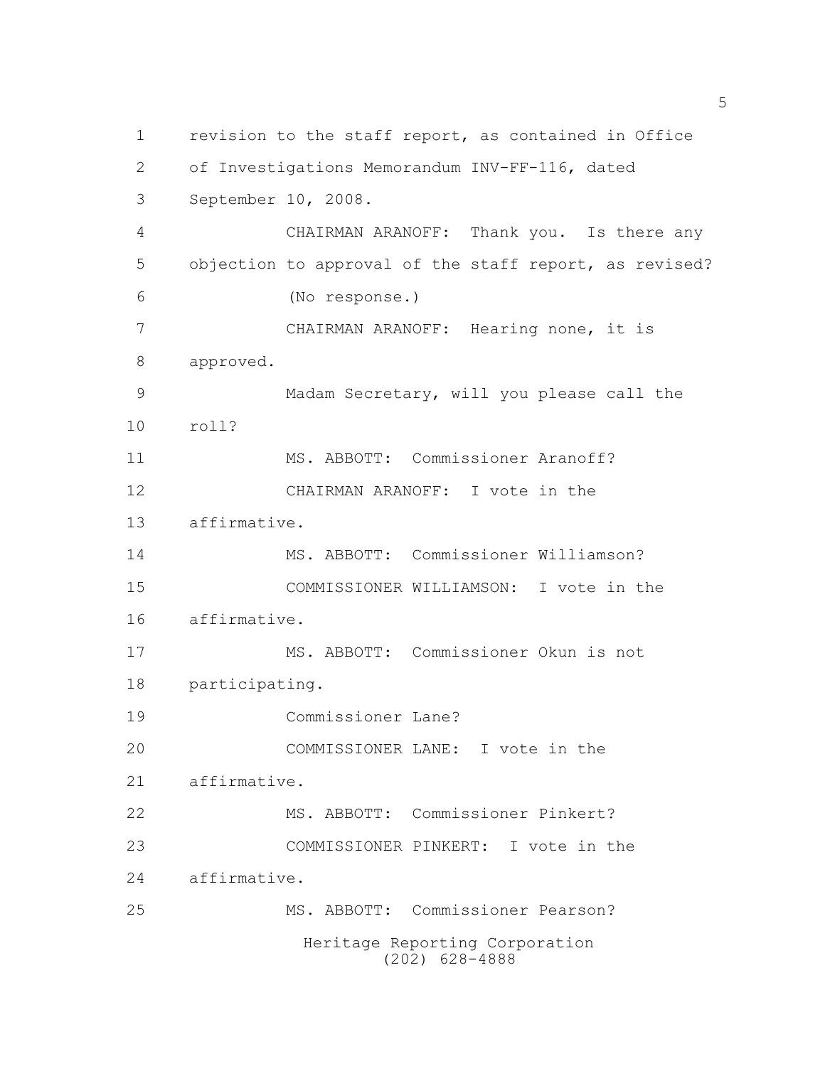revision to the staff report, as contained in Office of Investigations Memorandum INV-FF-116, dated September 10, 2008.

CHAIRMAN ARANOFF: Thank you. Is there any objection to approval of the staff report, as revised?

(No response.)

CHAIRMAN ARANOFF: Hearing none, it is approved.

Madam Secretary, will you please call the roll?

MS. ABBOTT: Commissioner Aranoff?

CHAIRMAN ARANOFF: I vote in the affirmative.

MS. ABBOTT: Commissioner Williamson?

COMMISSIONER WILLIAMSON: I vote in the affirmative.

MS. ABBOTT: Commissioner Okun is not participating.

Commissioner Lane?

COMMISSIONER LANE: I vote in the affirmative.

MS. ABBOTT: Commissioner Pinkert?

COMMISSIONER PINKERT: I vote in the affirmative.

MS. ABBOTT: Commissioner Pearson?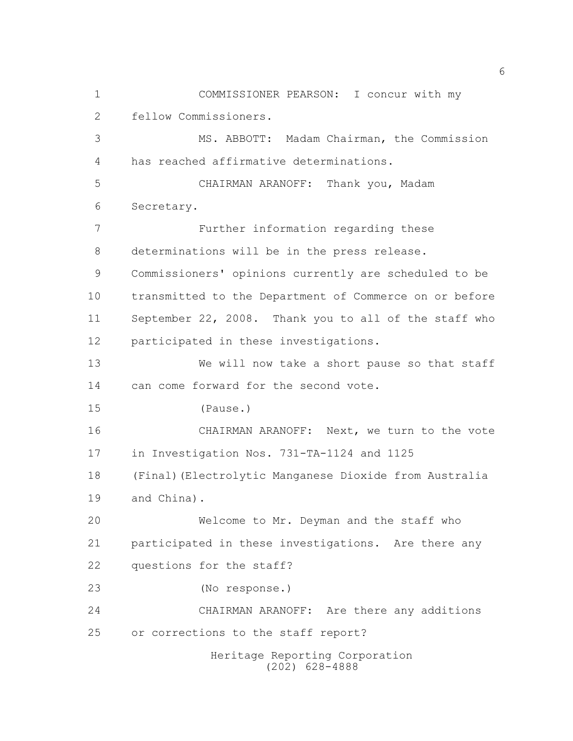COMMISSIONER PEARSON: I concur with my fellow Commissioners.

MS. ABBOTT: Madam Chairman, the Commission has reached affirmative determinations.

CHAIRMAN ARANOFF: Thank you, Madam Secretary.

Further information regarding these determinations will be in the press release. Commissioners' opinions currently are scheduled to be transmitted to the Department of Commerce on or before September 22, 2008. Thank you to all of the staff who participated in these investigations.

We will now take a short pause so that staff can come forward for the second vote.

(Pause.)

CHAIRMAN ARANOFF: Next, we turn to the vote in Investigation Nos. 731-TA-1124 and 1125 (Final)(Electrolytic Manganese Dioxide from Australia and China).

Welcome to Mr. Deyman and the staff who participated in these investigations. Are there any questions for the staff?

(No response.)

CHAIRMAN ARANOFF: Are there any additions or corrections to the staff report?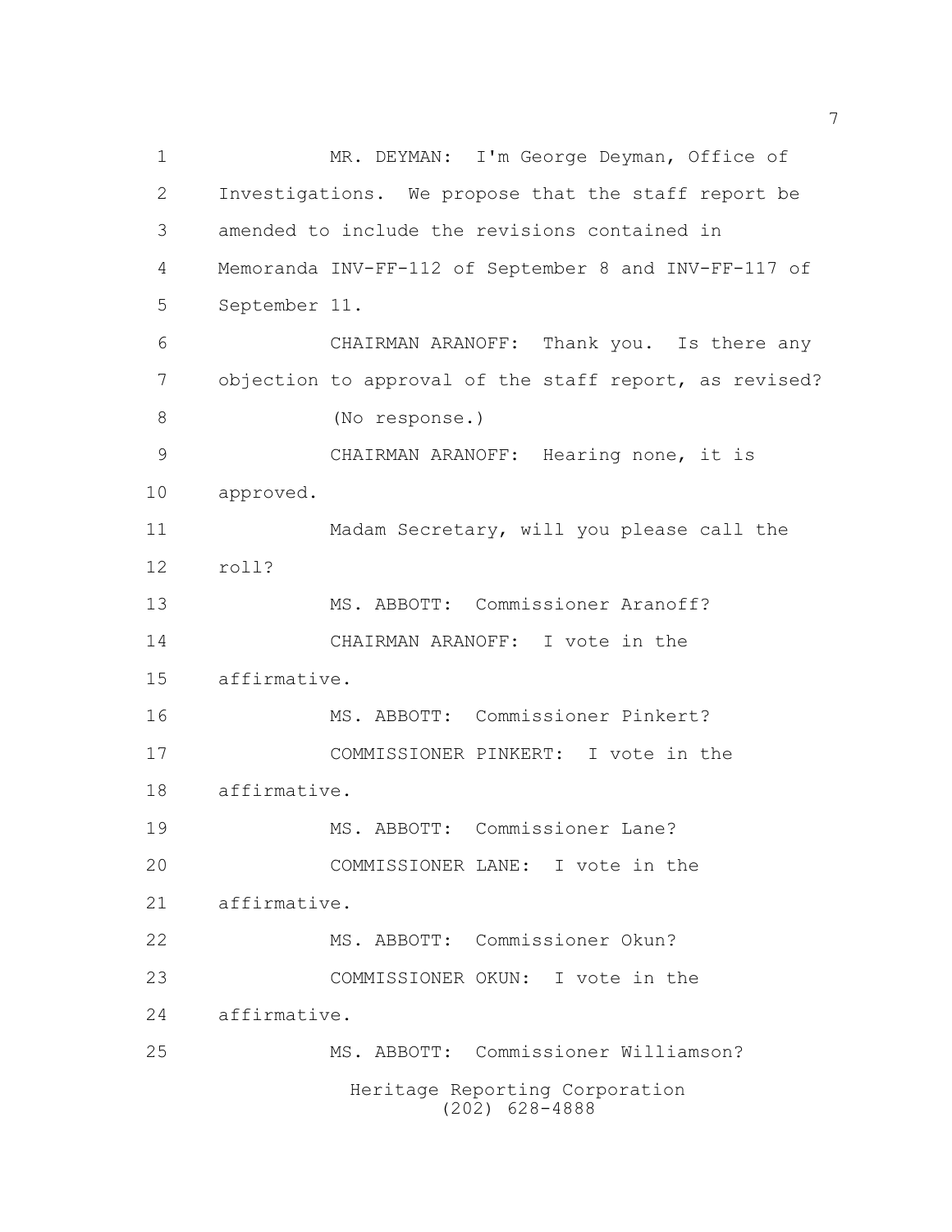MR. DEYMAN: I'm George Deyman, Office of Investigations. We propose that the staff report be amended to include the revisions contained in Memoranda INV-FF-112 of September 8 and INV-FF-117 of September 11.

CHAIRMAN ARANOFF: Thank you. Is there any objection to approval of the staff report, as revised?

(No response.)

CHAIRMAN ARANOFF: Hearing none, it is approved.

Madam Secretary, will you please call the roll?

MS. ABBOTT: Commissioner Aranoff?

CHAIRMAN ARANOFF: I vote in the affirmative.

MS. ABBOTT: Commissioner Pinkert?

COMMISSIONER PINKERT: I vote in the affirmative.

MS. ABBOTT: Commissioner Lane?

COMMISSIONER LANE: I vote in the affirmative.

MS. ABBOTT: Commissioner Okun?

COMMISSIONER OKUN: I vote in the affirmative.

MS. ABBOTT: Commissioner Williamson?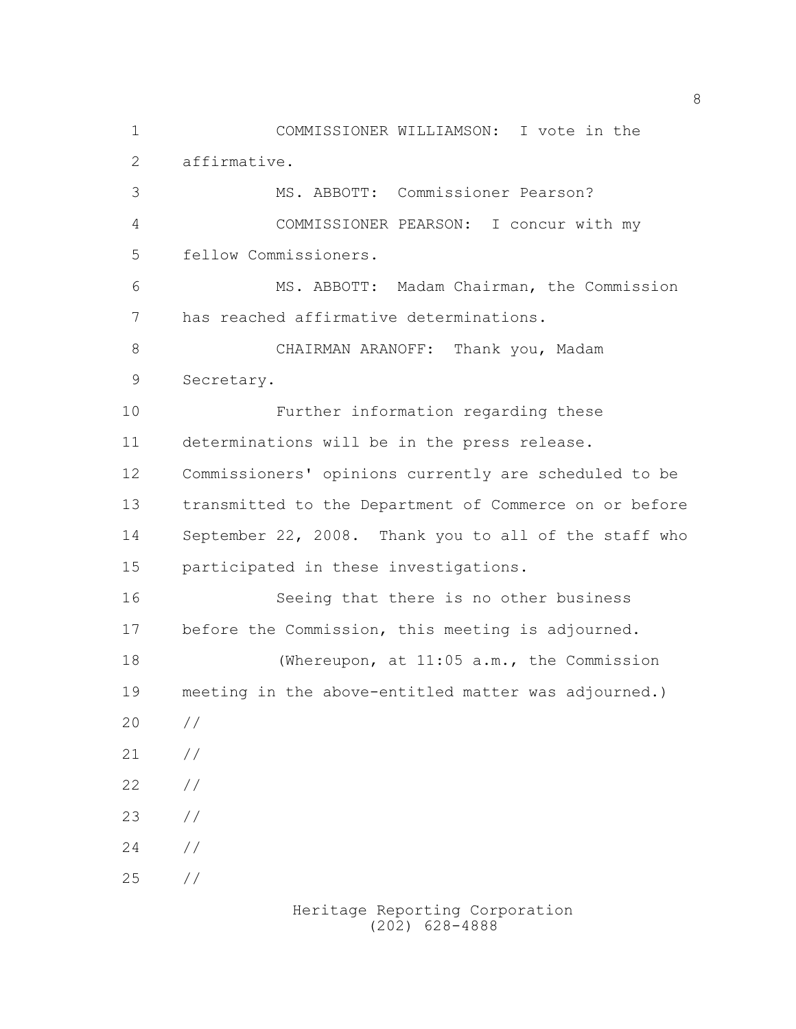COMMISSIONER WILLIAMSON: I vote in the affirmative.

MS. ABBOTT: Commissioner Pearson?

COMMISSIONER PEARSON: I concur with my fellow Commissioners.

MS. ABBOTT: Madam Chairman, the Commission has reached affirmative determinations.

CHAIRMAN ARANOFF: Thank you, Madam Secretary.

Further information regarding these determinations will be in the press release. Commissioners' opinions currently are scheduled to be transmitted to the Department of Commerce on or before September 22, 2008. Thank you to all of the staff who participated in these investigations.

Seeing that there is no other business before the Commission, this meeting is adjourned.

(Whereupon, at 11:05 a.m., the Commission meeting in the above-entitled matter was adjourned.)

//

//

//

//

//

//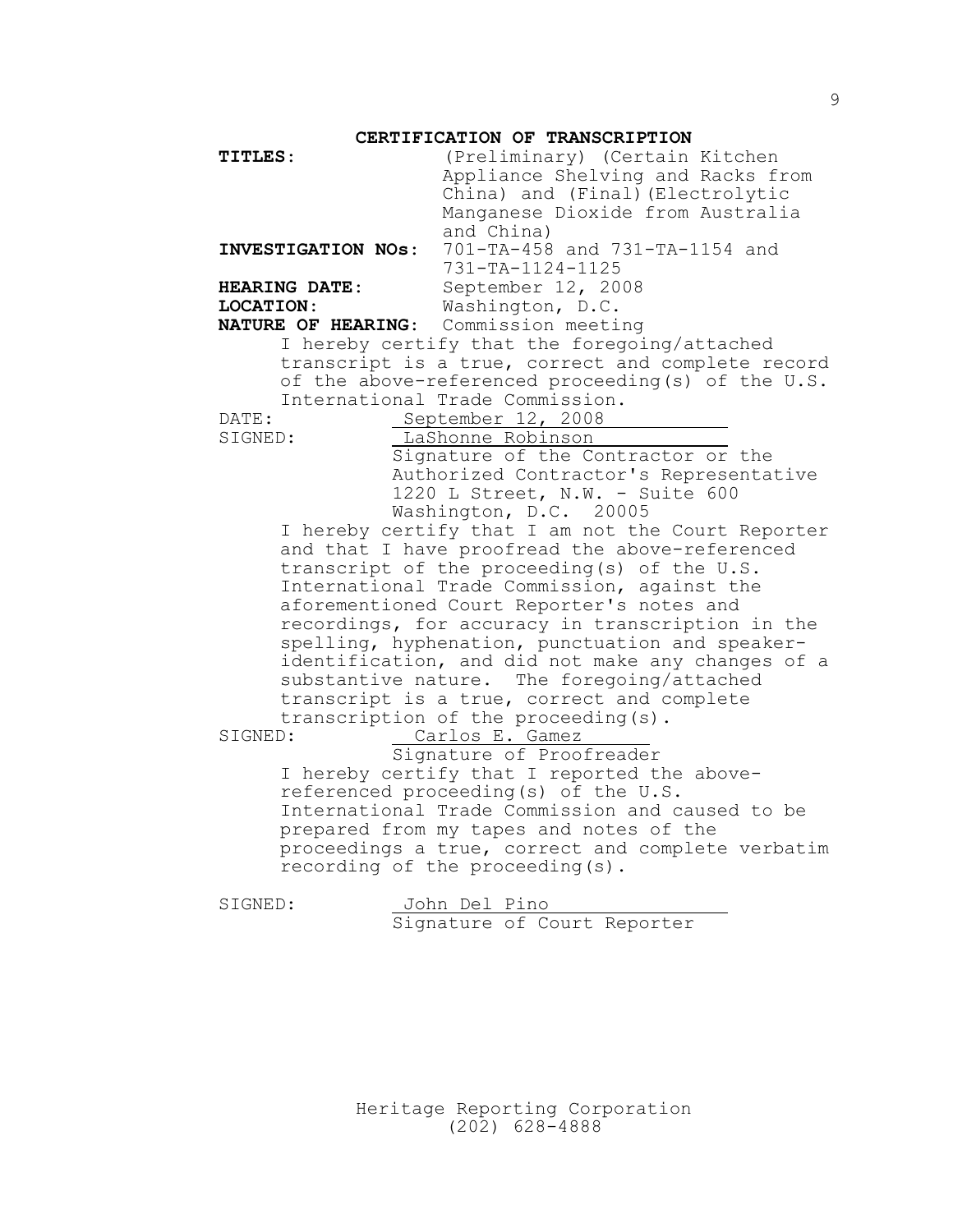**CERTIFICATION OF TRANSCRIPTION**

**TITLES:** (Preliminary) (Certain Kitchen Appliance Shelving and Racks from China) and (Final)(Electrolytic Manganese Dioxide from Australia and China)

**INVESTIGATION NOs:** 701-TA-458 and 731-TA-1154 and 731-TA-1124-1125

**HEARING DATE:** September 12, 2008

**LOCATION:** Washington, D.C.

**NATURE OF HEARING:** Commission meeting

I hereby certify that the foregoing/attached transcript is a true, correct and complete record of the above-referenced proceeding(s) of the U.S. International Trade Commission.

DATE: September 12, 2008

SIGNED: LaShonne Robinson

Signature of the Contractor or the Authorized Contractor's Representative
1220 L Street, N.W. - Suite 600
Washington, D.C. 20005

I hereby certify that I am not the Court Reporter and that I have proofread the above-referenced transcript of the proceeding(s) of the U.S. International Trade Commission, against the aforementioned Court Reporter's notes and recordings, for accuracy in transcription in the spelling, hyphenation, punctuation and speaker-identification, and did not make any changes of a substantive nature. The foregoing/attached transcript is a true, correct and complete transcription of the proceeding(s).

SIGNED: Carlos E. Gamez

Signature of Proofreader

I hereby certify that I reported the above-referenced proceeding(s) of the U.S. International Trade Commission and caused to be prepared from my tapes and notes of the proceedings a true, correct and complete verbatim recording of the proceeding(s).

SIGNED: John Del Pino

Signature of Court Reporter